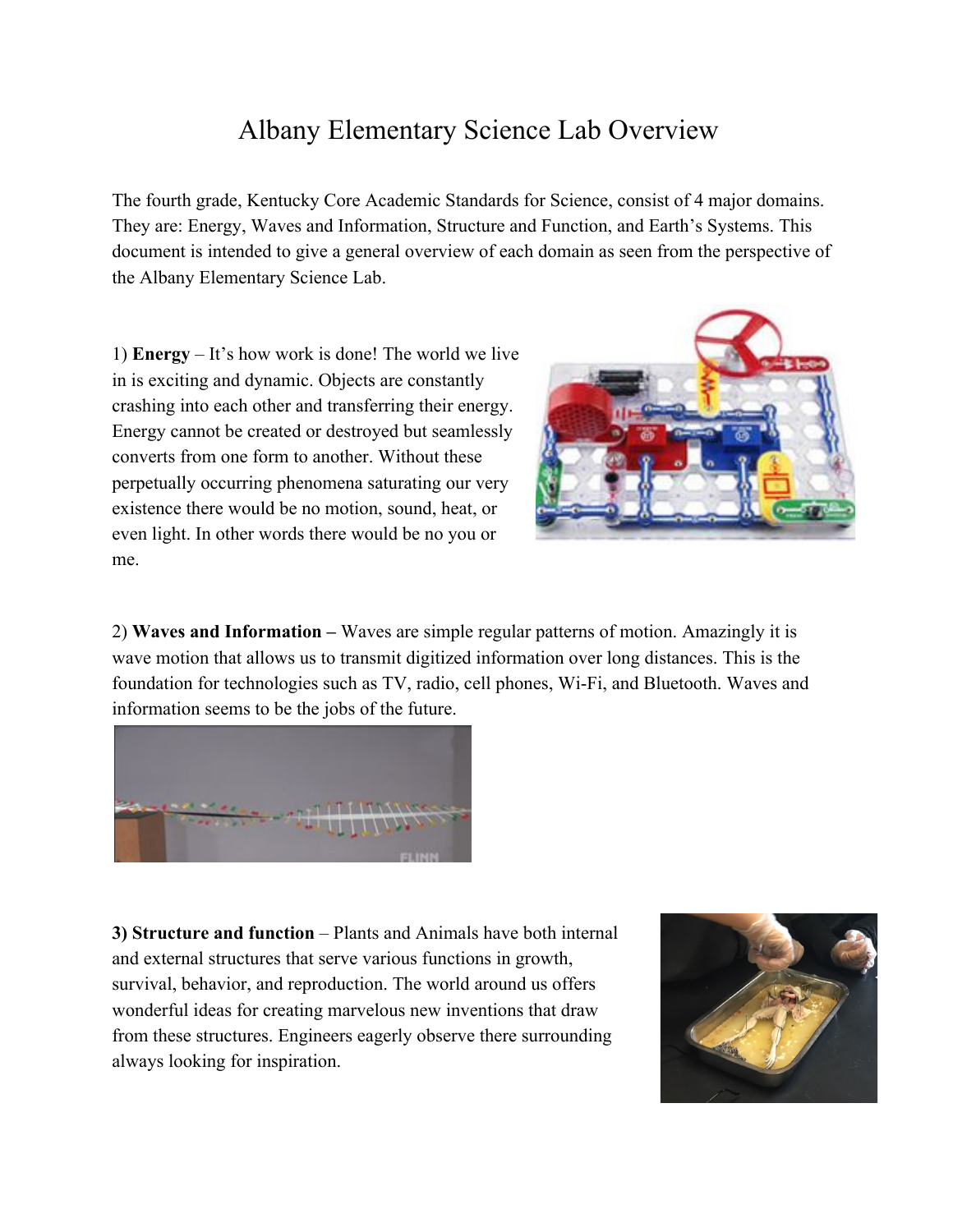# Albany Elementary Science Lab Overview

The fourth grade, Kentucky Core Academic Standards for Science, consist of 4 major domains. They are: Energy, Waves and Information, Structure and Function, and Earth's Systems. This document is intended to give a general overview of each domain as seen from the perspective of the Albany Elementary Science Lab.

1) **Energy** – It's how work is done! The world we live in is exciting and dynamic. Objects are constantly crashing into each other and transferring their energy. Energy cannot be created or destroyed but seamlessly converts from one form to another. Without these perpetually occurring phenomena saturating our very existence there would be no motion, sound, heat, or even light. In other words there would be no you or me.

2) **Waves and Information –** Waves are simple regular patterns of motion. Amazingly it is wave motion that allows us to transmit digitized information over long distances. This is the foundation for technologies such as TV, radio, cell phones, Wi-Fi, and Bluetooth. Waves and information seems to be the jobs of the future.

**3) Structure and function** – Plants and Animals have both internal and external structures that serve various functions in growth, survival, behavior, and reproduction. The world around us offers wonderful ideas for creating marvelous new inventions that draw from these structures. Engineers eagerly observe there surrounding always looking for inspiration.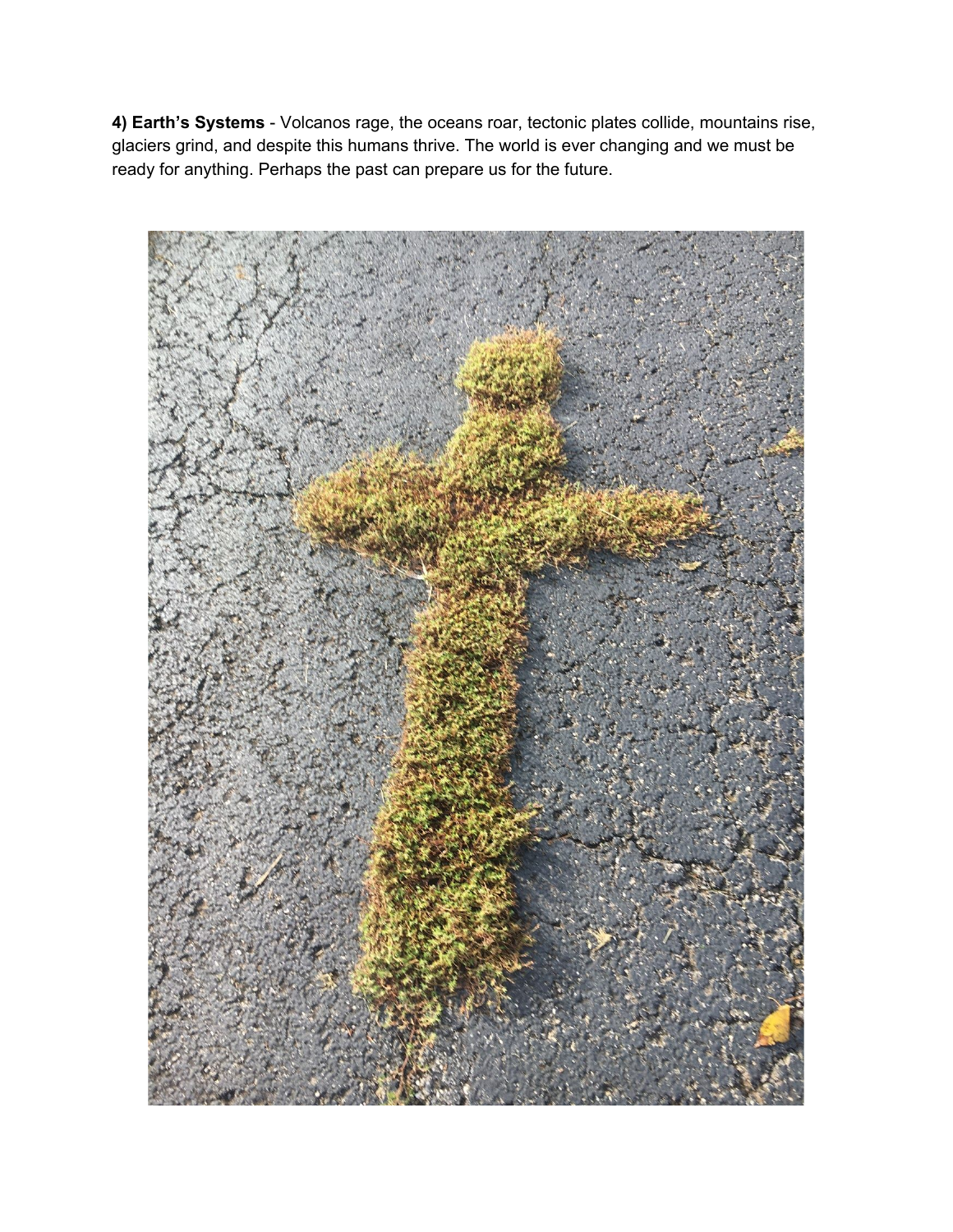**4) Earth's Systems** - Volcanos rage, the oceans roar, tectonic plates collide, mountains rise, glaciers grind, and despite this humans thrive. The world is ever changing and we must be ready for anything. Perhaps the past can prepare us for the future.